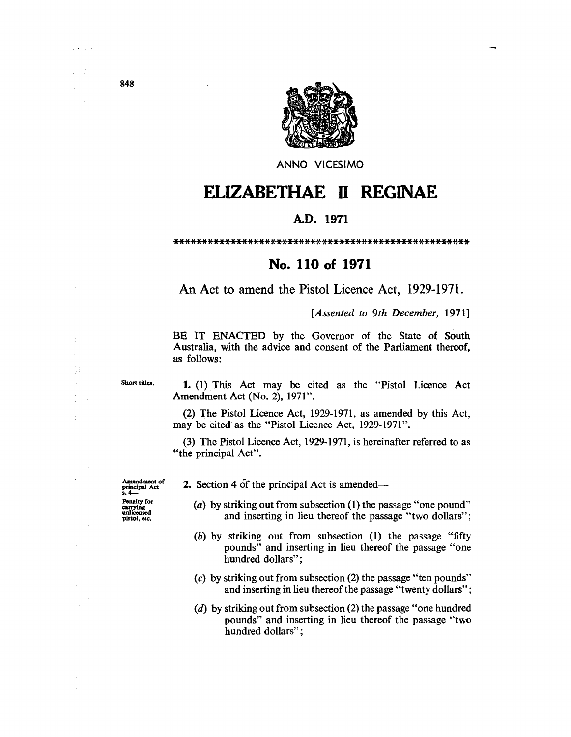ANNO VICESIMO

# ELIZABETHAE II REGINAE

## A.D. 1971

\*\*\*\*\*\*\*\*\*\*\*\*\*\*\*\*\*\*\*\*\*\*\*\*\*\*\*\*\*\*\*\*\*\*\*\*\*\*\*\*\*\*\*\*\*\*\*\*\*\*\*\*\*\*

## No. 110 of 1971

An Act to amend the Pistol Licence Act, 1929-1971.

[*Assented to 9th December, 1971*]

BE IT ENACTED by the Governor of the State of South Australia, with the advice and consent of the Parliament thereof, as follows:

Short titles.

**1.** (1) This Act may be cited as the "Pistol Licence Act Amendment Act (No. 2), 1971".

(2) The Pistol Licence Act, 1929-1971, as amended by this Act, may be cited as the "Pistol Licence Act, 1929-1971".

(3) The Pistol Licence Act, 1929-1971, is hereinafter referred to as "the principal Act".

Amendment of principal Act s. 4— Penalty for carrying unlicensed pistol, etc.

**2.** Section 4 of the principal Act is amended—

(*a*) by striking out from subsection (1) the passage "one pound" and inserting in lieu thereof the passage "two dollars";

(*b*) by striking out from subsection (1) the passage "fifty pounds" and inserting in lieu thereof the passage "one hundred dollars";

(*c*) by striking out from subsection (2) the passage "ten pounds" and inserting in lieu thereof the passage "twenty dollars";

(*d*) by striking out from subsection (2) the passage "one hundred pounds" and inserting in lieu thereof the passage "two hundred dollars";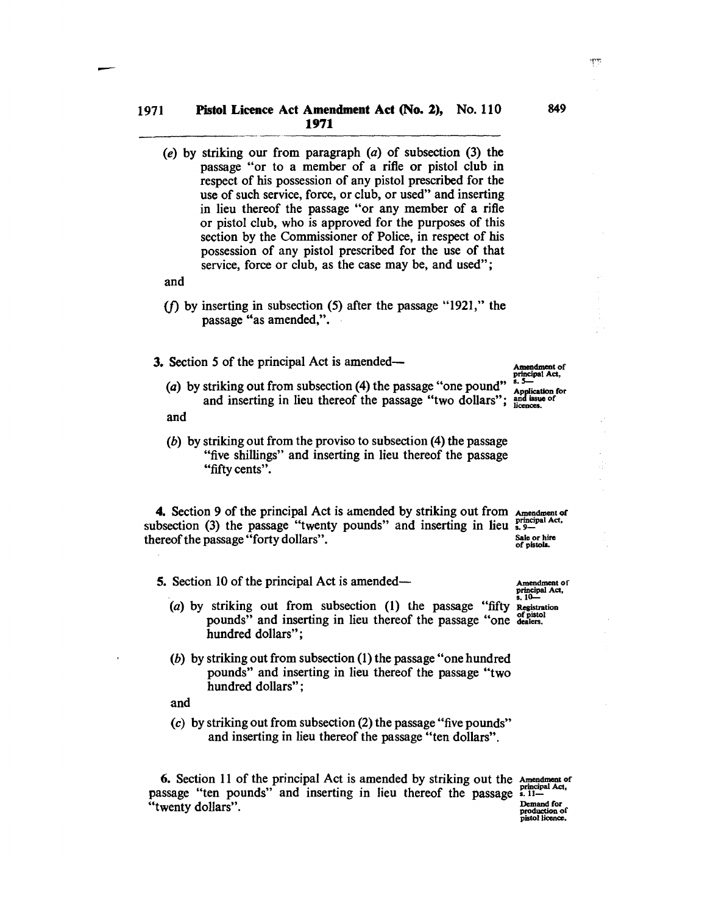(e) by striking our from paragraph (a) of subsection (3) the passage "or to a member of a rifle or pistol club in respect of his possession of any pistol prescribed for the use of such service, force, or club, or used" and inserting in lieu thereof the passage "or any member of a rifle or pistol club, who is approved for the purposes of this section by the Commissioner of Police, in respect of his possession of any pistol prescribed for the use of that service, force or club, as the case may be, and used";

and

(f) by inserting in subsection (5) after the passage "1921," the passage "as amended,".

Amendment of principal Act, s. 5— Application for and issue of licences.

**3.** Section 5 of the principal Act is amended—

(a) by striking out from subsection (4) the passage "one pound" and inserting in lieu thereof the passage "two dollars";

and

(b) by striking out from the proviso to subsection (4) the passage "five shillings" and inserting in lieu thereof the passage "fifty cents".

Amendment of principal Act, s. 9— Sale or hire of pistols.

**4.** Section 9 of the principal Act is amended by striking out from subsection (3) the passage "twenty pounds" and inserting in lieu thereof the passage "forty dollars".

Amendment of principal Act, s. 10— Registration of pistol dealers.

**5.** Section 10 of the principal Act is amended—

(a) by striking out from subsection (1) the passage "fifty pounds" and inserting in lieu thereof the passage "one hundred dollars";

(b) by striking out from subsection (1) the passage "one hundred pounds" and inserting in lieu thereof the passage "two hundred dollars";

and

(c) by striking out from subsection (2) the passage "five pounds" and inserting in lieu thereof the passage "ten dollars".

Amendment of principal Act, s. 11— Demand for production of pistol licence.

**6.** Section 11 of the principal Act is amended by striking out the passage "ten pounds" and inserting in lieu thereof the passage "twenty dollars".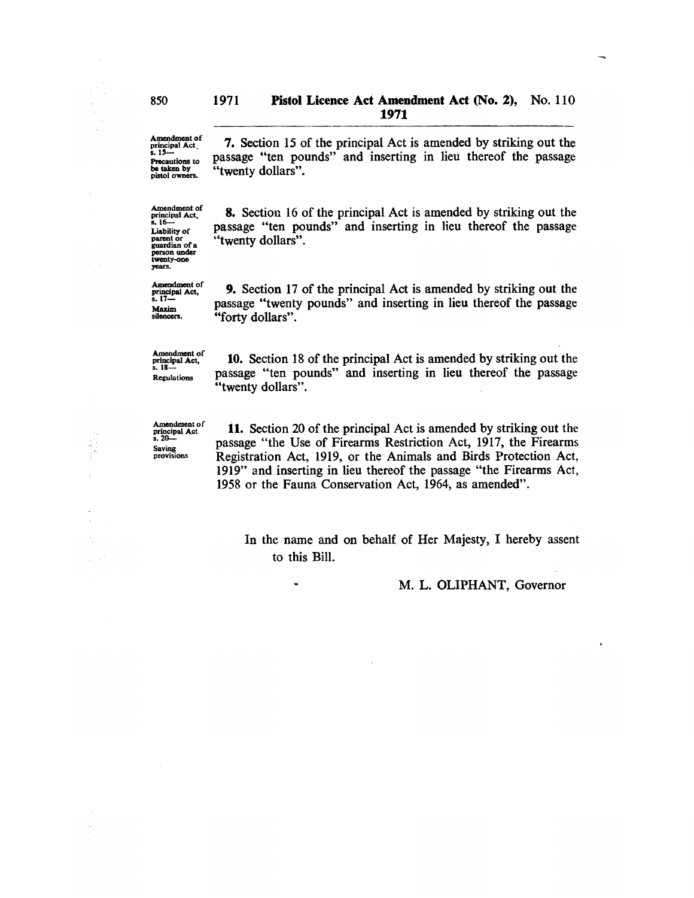Amendment of principal Act, s. 15— Precautions to be taken by pistol owners.

**7.** Section 15 of the principal Act is amended by striking out the passage "ten pounds" and inserting in lieu thereof the passage "twenty dollars".

Amendment of principal Act, s. 16— Liability of parent or guardian of a person under twenty-one years.

**8.** Section 16 of the principal Act is amended by striking out the passage "ten pounds" and inserting in lieu thereof the passage "twenty dollars".

Amendment of principal Act, s. 17— Maxim silencers.

**9.** Section 17 of the principal Act is amended by striking out the passage "twenty pounds" and inserting in lieu thereof the passage "forty dollars".

Amendment of principal Act, s. 18— Regulations

**10.** Section 18 of the principal Act is amended by striking out the passage "ten pounds" and inserting in lieu thereof the passage "twenty dollars".

Amendment of principal Act s. 20— Saving provisions

**11.** Section 20 of the principal Act is amended by striking out the passage "the Use of Firearms Restriction Act, 1917, the Firearms Registration Act, 1919, or the Animals and Birds Protection Act, 1919" and inserting in lieu thereof the passage "the Firearms Act, 1958 or the Fauna Conservation Act, 1964, as amended".

In the name and on behalf of Her Majesty, I hereby assent to this Bill.

M. L. OLIPHANT, Governor